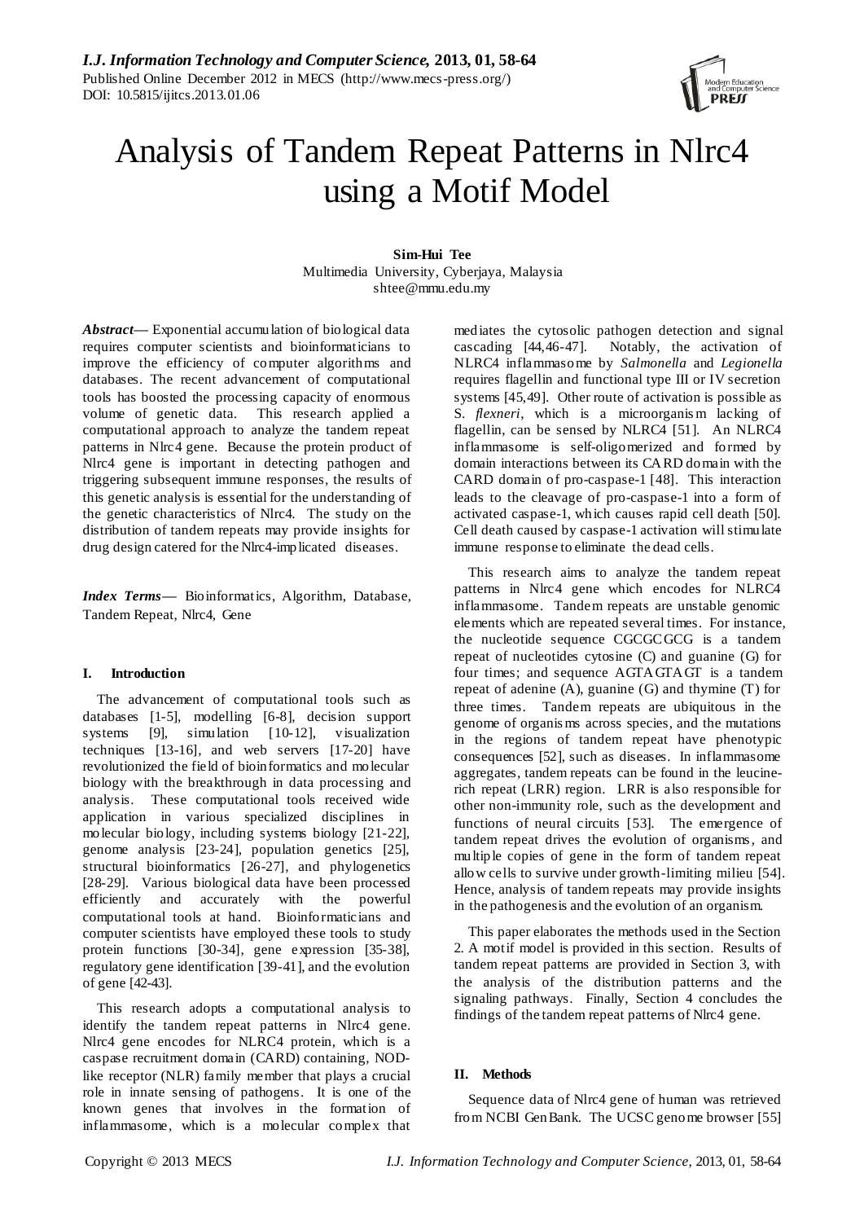# Analysis of Tandem Repeat Patterns in Nlrc4 using a Motif Model

**Sim-Hui Tee**
Multimedia University, Cyberjaya, Malaysia
shtee@mmu.edu.my

***Abstract*****—** Exponential accumulation of biological data requires computer scientists and bioinformaticians to improve the efficiency of computer algorithms and databases. The recent advancement of computational tools has boosted the processing capacity of enormous volume of genetic data. This research applied a computational approach to analyze the tandem repeat patterns in Nlrc4 gene. Because the protein product of Nlrc4 gene is important in detecting pathogen and triggering subsequent immune responses, the results of this genetic analysis is essential for the understanding of the genetic characteristics of Nlrc4. The study on the distribution of tandem repeats may provide insights for drug design catered for the Nlrc4-implicated diseases.

***Index Terms*****—** Bioinformatics, Algorithm, Database, Tandem Repeat, Nlrc4, Gene

## I. Introduction

The advancement of computational tools such as databases [1-5], modelling [6-8], decision support systems [9], simulation [10-12], visualization techniques [13-16], and web servers [17-20] have revolutionized the field of bioinformatics and molecular biology with the breakthrough in data processing and analysis. These computational tools received wide application in various specialized disciplines in molecular biology, including systems biology [21-22], genome analysis [23-24], population genetics [25], structural bioinformatics [26-27], and phylogenetics [28-29]. Various biological data have been processed efficiently and accurately with the powerful computational tools at hand. Bioinformaticians and computer scientists have employed these tools to study protein functions [30-34], gene expression [35-38], regulatory gene identification [39-41], and the evolution of gene [42-43].

This research adopts a computational analysis to identify the tandem repeat patterns in Nlrc4 gene. Nlrc4 gene encodes for NLRC4 protein, which is a caspase recruitment domain (CARD) containing, NOD-like receptor (NLR) family member that plays a crucial role in innate sensing of pathogens. It is one of the known genes that involves in the formation of inflammasome, which is a molecular complex that mediates the cytosolic pathogen detection and signal cascading [44,46-47]. Notably, the activation of NLRC4 inflammasome by *Salmonella* and *Legionella* requires flagellin and functional type III or IV secretion systems [45,49]. Other route of activation is possible as S. *flexneri*, which is a microorganism lacking of flagellin, can be sensed by NLRC4 [51]. An NLRC4 inflammasome is self-oligomerized and formed by domain interactions between its CARD domain with the CARD domain of pro-caspase-1 [48]. This interaction leads to the cleavage of pro-caspase-1 into a form of activated caspase-1, which causes rapid cell death [50]. Cell death caused by caspase-1 activation will stimulate immune response to eliminate the dead cells.

This research aims to analyze the tandem repeat patterns in Nlrc4 gene which encodes for NLRC4 inflammasome. Tandem repeats are unstable genomic elements which are repeated several times. For instance, the nucleotide sequence CGCGCGCG is a tandem repeat of nucleotides cytosine (C) and guanine (G) for four times; and sequence AGTAGTAGT is a tandem repeat of adenine (A), guanine (G) and thymine (T) for three times. Tandem repeats are ubiquitous in the genome of organisms across species, and the mutations in the regions of tandem repeat have phenotypic consequences [52], such as diseases. In inflammasome aggregates, tandem repeats can be found in the leucine-rich repeat (LRR) region. LRR is also responsible for other non-immunity role, such as the development and functions of neural circuits [53]. The emergence of tandem repeat drives the evolution of organisms, and multiple copies of gene in the form of tandem repeat allow cells to survive under growth-limiting milieu [54]. Hence, analysis of tandem repeats may provide insights in the pathogenesis and the evolution of an organism.

This paper elaborates the methods used in the Section 2. A motif model is provided in this section. Results of tandem repeat patterns are provided in Section 3, with the analysis of the distribution patterns and the signaling pathways. Finally, Section 4 concludes the findings of the tandem repeat patterns of Nlrc4 gene.

## II. Methods

Sequence data of Nlrc4 gene of human was retrieved from NCBI GenBank. The UCSC genome browser [55]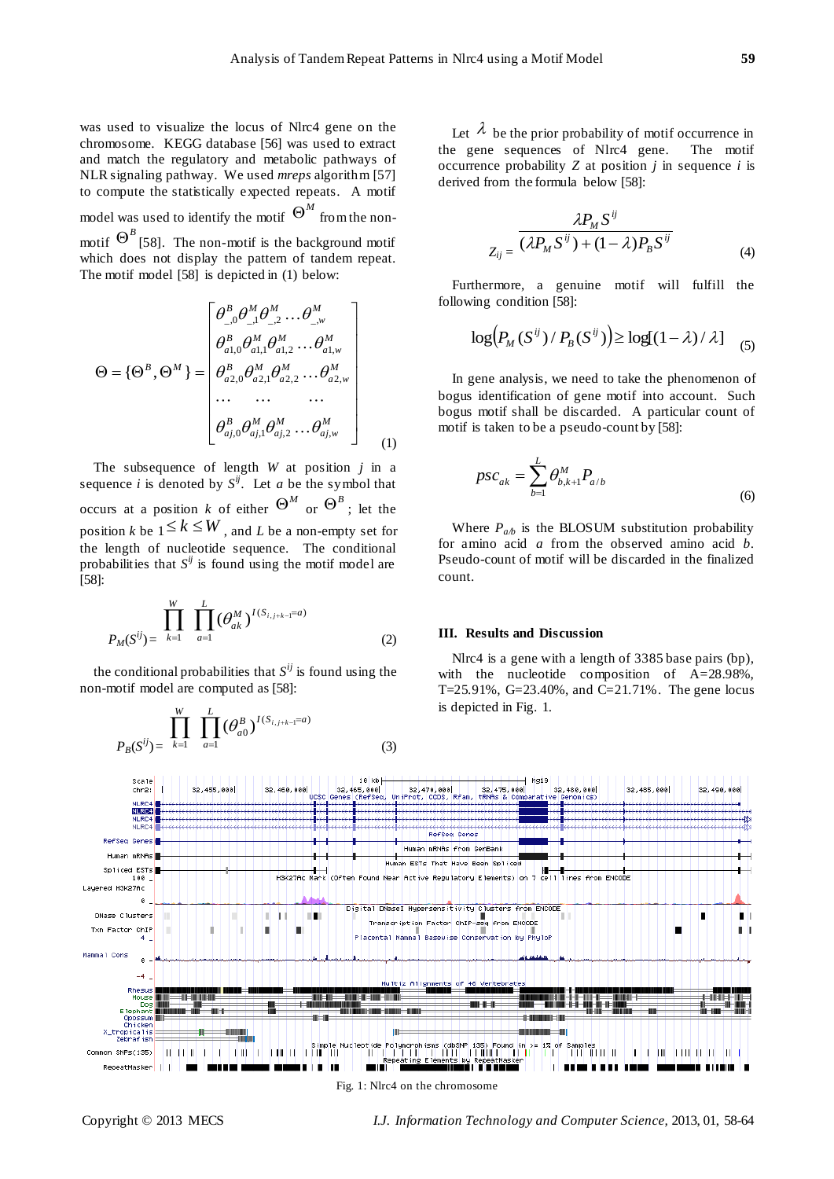was used to visualize the locus of Nlrc4 gene on the chromosome. KEGG database [56] was used to extract and match the regulatory and metabolic pathways of NLR signaling pathway. We used *mreps* algorithm [57] to compute the statistically expected repeats. A motif model was used to identify the motif $\Theta^M$ from the non-motif $\Theta^B$ [58]. The non-motif is the background motif which does not display the pattern of tandem repeat. The motif model [58] is depicted in (1) below:

$$\Theta = \{\Theta^B, \Theta^M\} = \begin{bmatrix} \theta^B_{\_,0}\theta^M_{\_,1}\theta^M_{\_,2}\cdots\theta^M_{\_,w} \\ \theta^B_{a1,0}\theta^M_{a1,1}\theta^M_{a1,2}\cdots\theta^M_{a1,w} \\ \theta^B_{a2,0}\theta^M_{a2,1}\theta^M_{a2,2}\cdots\theta^M_{a2,w} \\ \cdots \quad \cdots \quad \cdots \\ \theta^B_{aj,0}\theta^M_{aj,1}\theta^M_{aj,2}\cdots\theta^M_{aj,w} \end{bmatrix} \tag{1}$$

The subsequence of length *W* at position *j* in a sequence *i* is denoted by $S^{ij}$. Let *a* be the symbol that occurs at a position *k* of either $\Theta^M$ or $\Theta^B$; let the position *k* be $1 \le k \le W$, and *L* be a non-empty set for the length of nucleotide sequence. The conditional probabilities that $S^{ij}$ is found using the motif model are [58]:

$$P_M(S^{ij}) = \prod_{k=1}^{W}\prod_{a=1}^{L}(\theta^M_{ak})^{I(S_{i,j+k-1}=a)} \tag{2}$$

the conditional probabilities that $S^{ij}$ is found using the non-motif model are computed as [58]:

$$P_B(S^{ij}) = \prod_{k=1}^{W}\prod_{a=1}^{L}(\theta^B_{a0})^{I(S_{i,j+k-1}=a)} \tag{3}$$

Let $\lambda$ be the prior probability of motif occurrence in the gene sequences of Nlrc4 gene. The motif occurrence probability *Z* at position *j* in sequence *i* is derived from the formula below [58]:

$$Z_{ij} = \frac{\lambda P_M S^{ij}}{(\lambda P_M S^{ij}) + (1-\lambda)P_B S^{ij}} \tag{4}$$

Furthermore, a genuine motif will fulfill the following condition [58]:

$$\log\left(P_M(S^{ij}) / P_B(S^{ij})\right) \ge \log[(1-\lambda)/\lambda] \tag{5}$$

In gene analysis, we need to take the phenomenon of bogus identification of gene motif into account. Such bogus motif shall be discarded. A particular count of motif is taken to be a pseudo-count by [58]:

$$psc_{ak} = \sum_{b=1}^{L}\theta^M_{b,k+1}P_{a/b} \tag{6}$$

Where $P_{a/b}$ is the BLOSUM substitution probability for amino acid *a* from the observed amino acid *b*. Pseudo-count of motif will be discarded in the finalized count.

## III. Results and Discussion

Nlrc4 is a gene with a length of 3385 base pairs (bp), with the nucleotide composition of A=28.98%, T=25.91%, G=23.40%, and C=21.71%. The gene locus is depicted in Fig. 1.

Fig. 1: Nlrc4 on the chromosome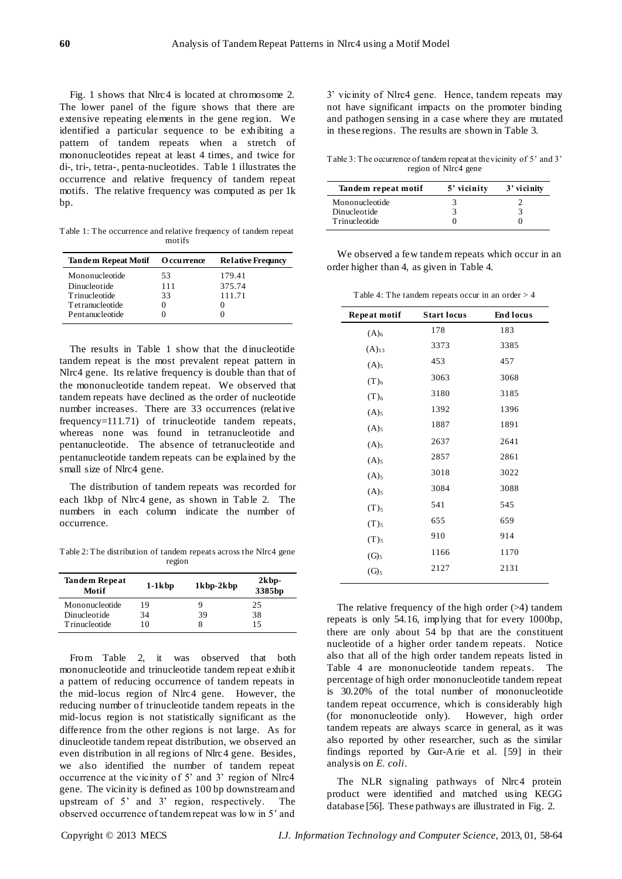Fig. 1 shows that Nlrc4 is located at chromosome 2. The lower panel of the figure shows that there are extensive repeating elements in the gene region. We identified a particular sequence to be exhibiting a pattern of tandem repeats when a stretch of mononucleotides repeat at least 4 times, and twice for di-, tri-, tetra-, penta-nucleotides. Table 1 illustrates the occurrence and relative frequency of tandem repeat motifs. The relative frequency was computed as per 1k bp.

Table 1: The occurrence and relative frequency of tandem repeat motifs

| Tandem Repeat Motif | Occurrence | Relative Frequncy |
|---|---|---|
| Mononucleotide | 53 | 179.41 |
| Dinucleotide | 111 | 375.74 |
| Trinucleotide | 33 | 111.71 |
| Tetranucleotide | 0 | 0 |
| Pentanucleotide | 0 | 0 |

The results in Table 1 show that the dinucleotide tandem repeat is the most prevalent repeat pattern in Nlrc4 gene. Its relative frequency is double than that of the mononucleotide tandem repeat. We observed that tandem repeats have declined as the order of nucleotide number increases. There are 33 occurrences (relative frequency=111.71) of trinucleotide tandem repeats, whereas none was found in tetranucleotide and pentanucleotide. The absence of tetranucleotide and pentanucleotide tandem repeats can be explained by the small size of Nlrc4 gene.

The distribution of tandem repeats was recorded for each 1kbp of Nlrc4 gene, as shown in Table 2. The numbers in each column indicate the number of occurrence.

Table 2: The distribution of tandem repeats across the Nlrc4 gene region

| Tandem Repeat Motif | 1-1kbp | 1kbp-2kbp | 2kbp-3385bp |
|---|---|---|---|
| Mononucleotide | 19 | 9 | 25 |
| Dinucleotide | 34 | 39 | 38 |
| Trinucleotide | 10 | 8 | 15 |

From Table 2, it was observed that both mononucleotide and trinucleotide tandem repeat exhibit a pattern of reducing occurrence of tandem repeats in the mid-locus region of Nlrc4 gene. However, the reducing number of trinucleotide tandem repeats in the mid-locus region is not statistically significant as the difference from the other regions is not large. As for dinucleotide tandem repeat distribution, we observed an even distribution in all regions of Nlrc4 gene. Besides, we also identified the number of tandem repeat occurrence at the vicinity of 5' and 3' region of Nlrc4 gene. The vicinity is defined as 100 bp downstream and upstream of 5' and 3' region, respectively. The observed occurrence of tandem repeat was low in 5' and 3' vicinity of Nlrc4 gene. Hence, tandem repeats may not have significant impacts on the promoter binding and pathogen sensing in a case where they are mutated in these regions. The results are shown in Table 3.

Table 3: The occurrence of tandem repeat at the vicinity of 5' and 3' region of Nlrc4 gene

| Tandem repeat motif | 5' vicinity | 3' vicinity |
|---|---|---|
| Mononucleotide | 3 | 2 |
| Dinucleotide | 3 | 3 |
| Trinucleotide | 0 | 0 |

We observed a few tandem repeats which occur in an order higher than 4, as given in Table 4.

Table 4: The tandem repeats occur in an order > 4

| Repeat motif | Start locus | End locus |
|---|---|---|
| $(A)_6$ | 178 | 183 |
| $(A)_{13}$ | 3373 | 3385 |
| $(A)_5$ | 453 | 457 |
| $(T)_6$ | 3063 | 3068 |
| $(T)_6$ | 3180 | 3185 |
| $(A)_5$ | 1392 | 1396 |
| $(A)_5$ | 1887 | 1891 |
| $(A)_5$ | 2637 | 2641 |
| $(A)_5$ | 2857 | 2861 |
| $(A)_5$ | 3018 | 3022 |
| $(A)_5$ | 3084 | 3088 |
| $(T)_5$ | 541 | 545 |
| $(T)_5$ | 655 | 659 |
| $(T)_5$ | 910 | 914 |
| $(G)_5$ | 1166 | 1170 |
| $(G)_5$ | 2127 | 2131 |

The relative frequency of the high order (>4) tandem repeats is only 54.16, implying that for every 1000bp, there are only about 54 bp that are the constituent nucleotide of a higher order tandem repeats. Notice also that all of the high order tandem repeats listed in Table 4 are mononucleotide tandem repeats. The percentage of high order mononucleotide tandem repeat is 30.20% of the total number of mononucleotide tandem repeat occurrence, which is considerably high (for mononucleotide only). However, high order tandem repeats are always scarce in general, as it was also reported by other researcher, such as the similar findings reported by Gur-Arie et al. [59] in their analysis on *E. coli*.

The NLR signaling pathways of Nlrc4 protein product were identified and matched using KEGG database [56]. These pathways are illustrated in Fig. 2.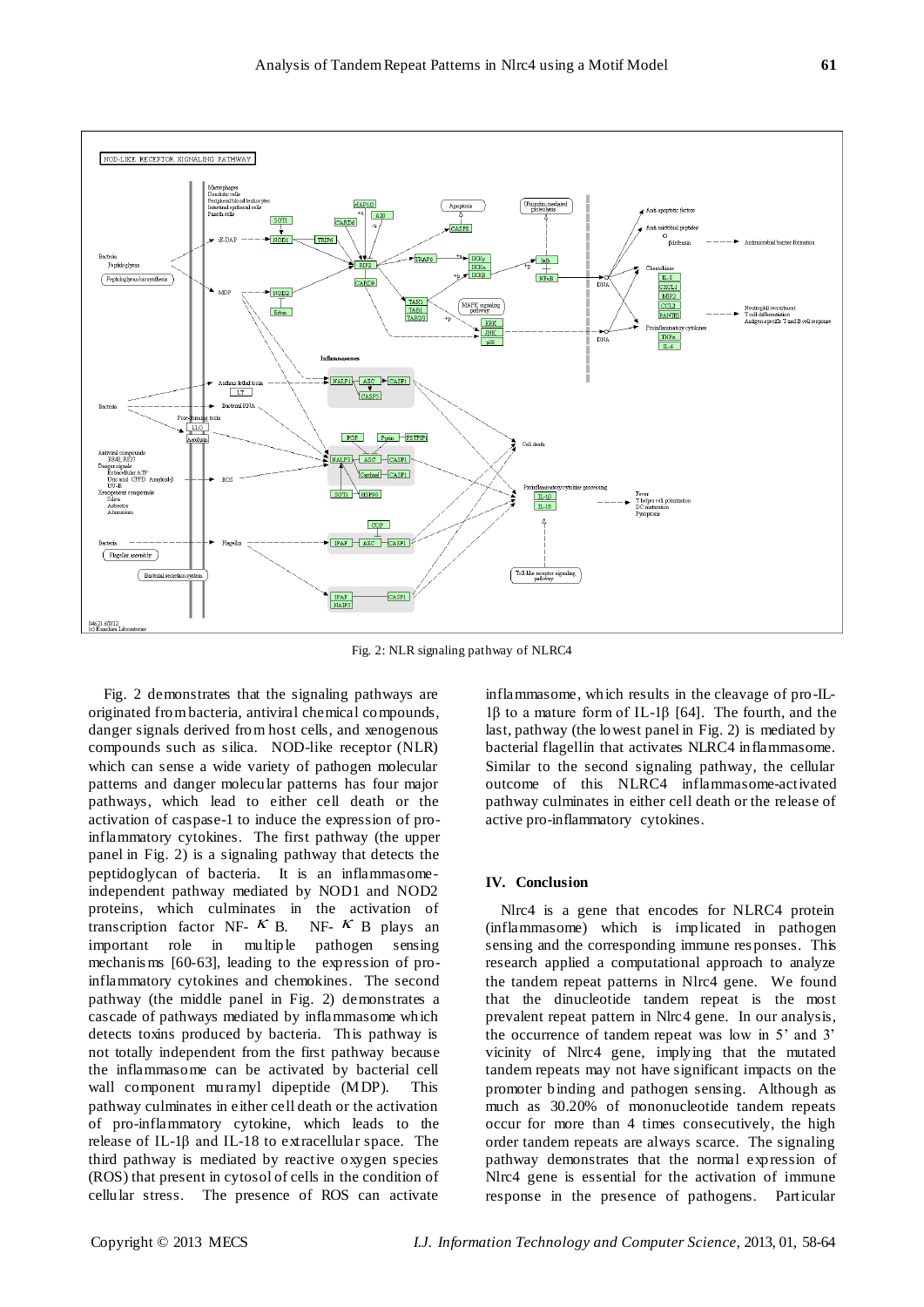Fig. 2: NLR signaling pathway of NLRC4

Fig. 2 demonstrates that the signaling pathways are originated from bacteria, antiviral chemical compounds, danger signals derived from host cells, and xenogenous compounds such as silica. NOD-like receptor (NLR) which can sense a wide variety of pathogen molecular patterns and danger molecular patterns has four major pathways, which lead to either cell death or the activation of caspase-1 to induce the expression of pro-inflammatory cytokines. The first pathway (the upper panel in Fig. 2) is a signaling pathway that detects the peptidoglycan of bacteria. It is an inflammasome-independent pathway mediated by NOD1 and NOD2 proteins, which culminates in the activation of transcription factor NF-$\kappa$B. NF-$\kappa$B plays an important role in multiple pathogen sensing mechanisms [60-63], leading to the expression of pro-inflammatory cytokines and chemokines. The second pathway (the middle panel in Fig. 2) demonstrates a cascade of pathways mediated by inflammasome which detects toxins produced by bacteria. This pathway is not totally independent from the first pathway because the inflammasome can be activated by bacterial cell wall component muramyl dipeptide (MDP). This pathway culminates in either cell death or the activation of pro-inflammatory cytokine, which leads to the release of IL-1β and IL-18 to extracellular space. The third pathway is mediated by reactive oxygen species (ROS) that present in cytosol of cells in the condition of cellular stress. The presence of ROS can activate inflammasome, which results in the cleavage of pro-IL-1β to a mature form of IL-1β [64]. The fourth, and the last, pathway (the lowest panel in Fig. 2) is mediated by bacterial flagellin that activates NLRC4 inflammasome. Similar to the second signaling pathway, the cellular outcome of this NLRC4 inflammasome-activated pathway culminates in either cell death or the release of active pro-inflammatory cytokines.

## IV. Conclusion

Nlrc4 is a gene that encodes for NLRC4 protein (inflammasome) which is implicated in pathogen sensing and the corresponding immune responses. This research applied a computational approach to analyze the tandem repeat patterns in Nlrc4 gene. We found that the dinucleotide tandem repeat is the most prevalent repeat pattern in Nlrc4 gene. In our analysis, the occurrence of tandem repeat was low in 5' and 3' vicinity of Nlrc4 gene, implying that the mutated tandem repeats may not have significant impacts on the promoter binding and pathogen sensing. Although as much as 30.20% of mononucleotide tandem repeats occur for more than 4 times consecutively, the high order tandem repeats are always scarce. The signaling pathway demonstrates that the normal expression of Nlrc4 gene is essential for the activation of immune response in the presence of pathogens. Particular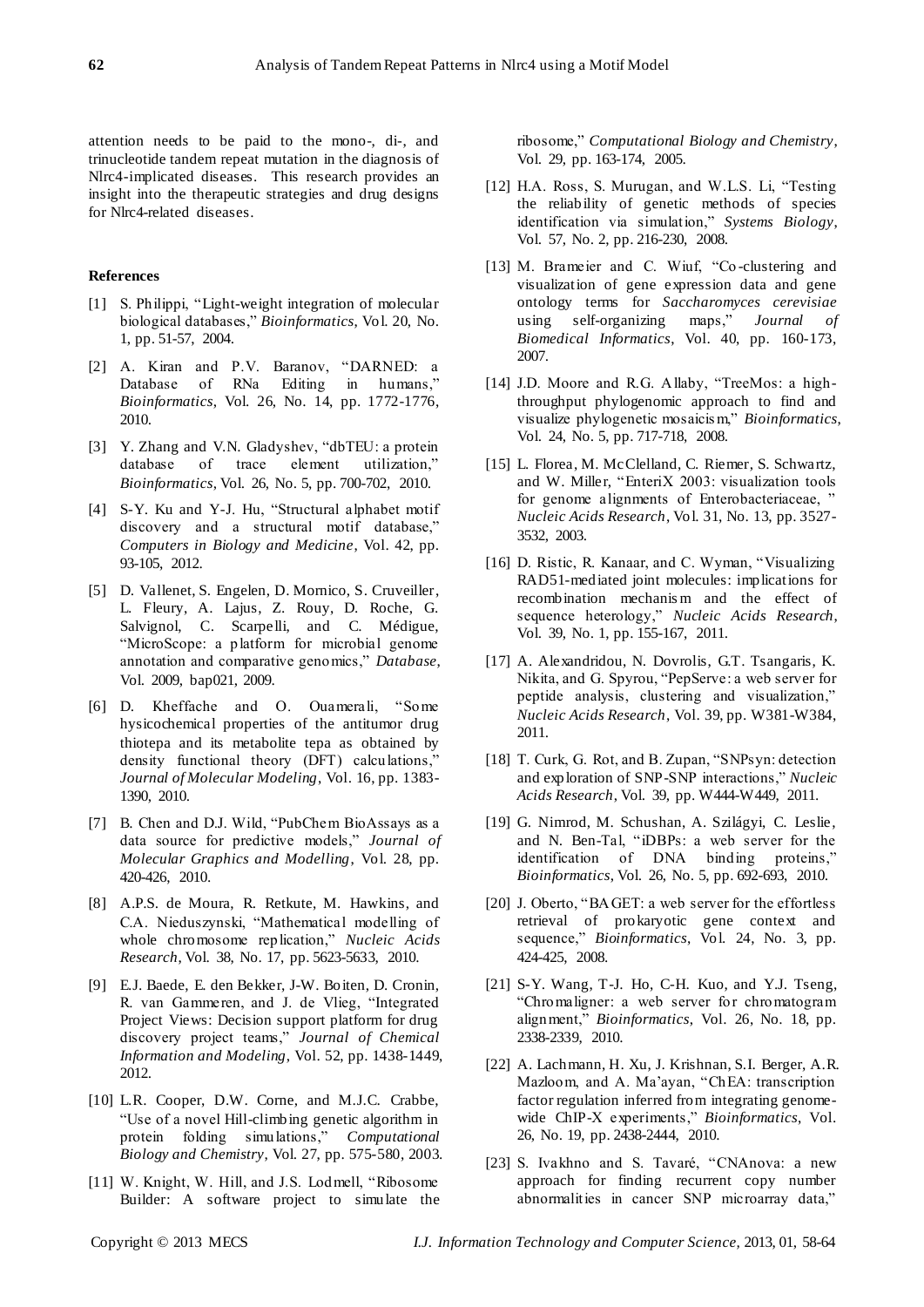attention needs to be paid to the mono-, di-, and trinucleotide tandem repeat mutation in the diagnosis of Nlrc4-implicated diseases. This research provides an insight into the therapeutic strategies and drug designs for Nlrc4-related diseases.

### References

[1] S. Philippi, "Light-weight integration of molecular biological databases," *Bioinformatics*, Vol. 20, No. 1, pp. 51-57, 2004.

[2] A. Kiran and P.V. Baranov, "DARNED: a Database of RNa Editing in humans," *Bioinformatics*, Vol. 26, No. 14, pp. 1772-1776, 2010.

[3] Y. Zhang and V.N. Gladyshev, "dbTEU: a protein database of trace element utilization," *Bioinformatics*, Vol. 26, No. 5, pp. 700-702, 2010.

[4] S-Y. Ku and Y-J. Hu, "Structural alphabet motif discovery and a structural motif database," *Computers in Biology and Medicine*, Vol. 42, pp. 93-105, 2012.

[5] D. Vallenet, S. Engelen, D. Mornico, S. Cruveiller, L. Fleury, A. Lajus, Z. Rouy, D. Roche, G. Salvignol, C. Scarpelli, and C. Médigue, "MicroScope: a platform for microbial genome annotation and comparative genomics," *Database*, Vol. 2009, bap021, 2009.

[6] D. Kheffache and O. Ouamerali, "Some hysicochemical properties of the antitumor drug thiotepa and its metabolite tepa as obtained by density functional theory (DFT) calculations," *Journal of Molecular Modeling*, Vol. 16, pp. 1383-1390, 2010.

[7] B. Chen and D.J. Wild, "PubChem BioAssays as a data source for predictive models," *Journal of Molecular Graphics and Modelling*, Vol. 28, pp. 420-426, 2010.

[8] A.P.S. de Moura, R. Retkute, M. Hawkins, and C.A. Nieduszynski, "Mathematical modelling of whole chromosome replication," *Nucleic Acids Research*, Vol. 38, No. 17, pp. 5623-5633, 2010.

[9] E.J. Baede, E. den Bekker, J-W. Boiten, D. Cronin, R. van Gammeren, and J. de Vlieg, "Integrated Project Views: Decision support platform for drug discovery project teams," *Journal of Chemical Information and Modeling*, Vol. 52, pp. 1438-1449, 2012.

[10] L.R. Cooper, D.W. Corne, and M.J.C. Crabbe, "Use of a novel Hill-climbing genetic algorithm in protein folding simulations," *Computational Biology and Chemistry*, Vol. 27, pp. 575-580, 2003.

[11] W. Knight, W. Hill, and J.S. Lodmell, "Ribosome Builder: A software project to simulate the ribosome," *Computational Biology and Chemistry*, Vol. 29, pp. 163-174, 2005.

[12] H.A. Ross, S. Murugan, and W.L.S. Li, "Testing the reliability of genetic methods of species identification via simulation," *Systems Biology*, Vol. 57, No. 2, pp. 216-230, 2008.

[13] M. Brameier and C. Wiuf, "Co-clustering and visualization of gene expression data and gene ontology terms for *Saccharomyces cerevisiae* using self-organizing maps," *Journal of Biomedical Informatics*, Vol. 40, pp. 160-173, 2007.

[14] J.D. Moore and R.G. Allaby, "TreeMos: a high-throughput phylogenomic approach to find and visualize phylogenetic mosaicism," *Bioinformatics*, Vol. 24, No. 5, pp. 717-718, 2008.

[15] L. Florea, M. McClelland, C. Riemer, S. Schwartz, and W. Miller, "EnteriX 2003: visualization tools for genome alignments of Enterobacteriaceae, " *Nucleic Acids Research*, Vol. 31, No. 13, pp. 3527-3532, 2003.

[16] D. Ristic, R. Kanaar, and C. Wyman, "Visualizing RAD51-mediated joint molecules: implications for recombination mechanism and the effect of sequence heterology," *Nucleic Acids Research*, Vol. 39, No. 1, pp. 155-167, 2011.

[17] A. Alexandridou, N. Dovrolis, G.T. Tsangaris, K. Nikita, and G. Spyrou, "PepServe: a web server for peptide analysis, clustering and visualization," *Nucleic Acids Research*, Vol. 39, pp. W381-W384, 2011.

[18] T. Curk, G. Rot, and B. Zupan, "SNPsyn: detection and exploration of SNP-SNP interactions," *Nucleic Acids Research*, Vol. 39, pp. W444-W449, 2011.

[19] G. Nimrod, M. Schushan, A. Szilágyi, C. Leslie, and N. Ben-Tal, "iDBPs: a web server for the identification of DNA binding proteins," *Bioinformatics*, Vol. 26, No. 5, pp. 692-693, 2010.

[20] J. Oberto, "BAGET: a web server for the effortless retrieval of prokaryotic gene context and sequence," *Bioinformatics*, Vol. 24, No. 3, pp. 424-425, 2008.

[21] S-Y. Wang, T-J. Ho, C-H. Kuo, and Y.J. Tseng, "Chromaligner: a web server for chromatogram alignment," *Bioinformatics*, Vol. 26, No. 18, pp. 2338-2339, 2010.

[22] A. Lachmann, H. Xu, J. Krishnan, S.I. Berger, A.R. Mazloom, and A. Ma'ayan, "ChEA: transcription factor regulation inferred from integrating genome-wide ChIP-X experiments," *Bioinformatics*, Vol. 26, No. 19, pp. 2438-2444, 2010.

[23] S. Ivakhno and S. Tavaré, "CNAnova: a new approach for finding recurrent copy number abnormalities in cancer SNP microarray data,"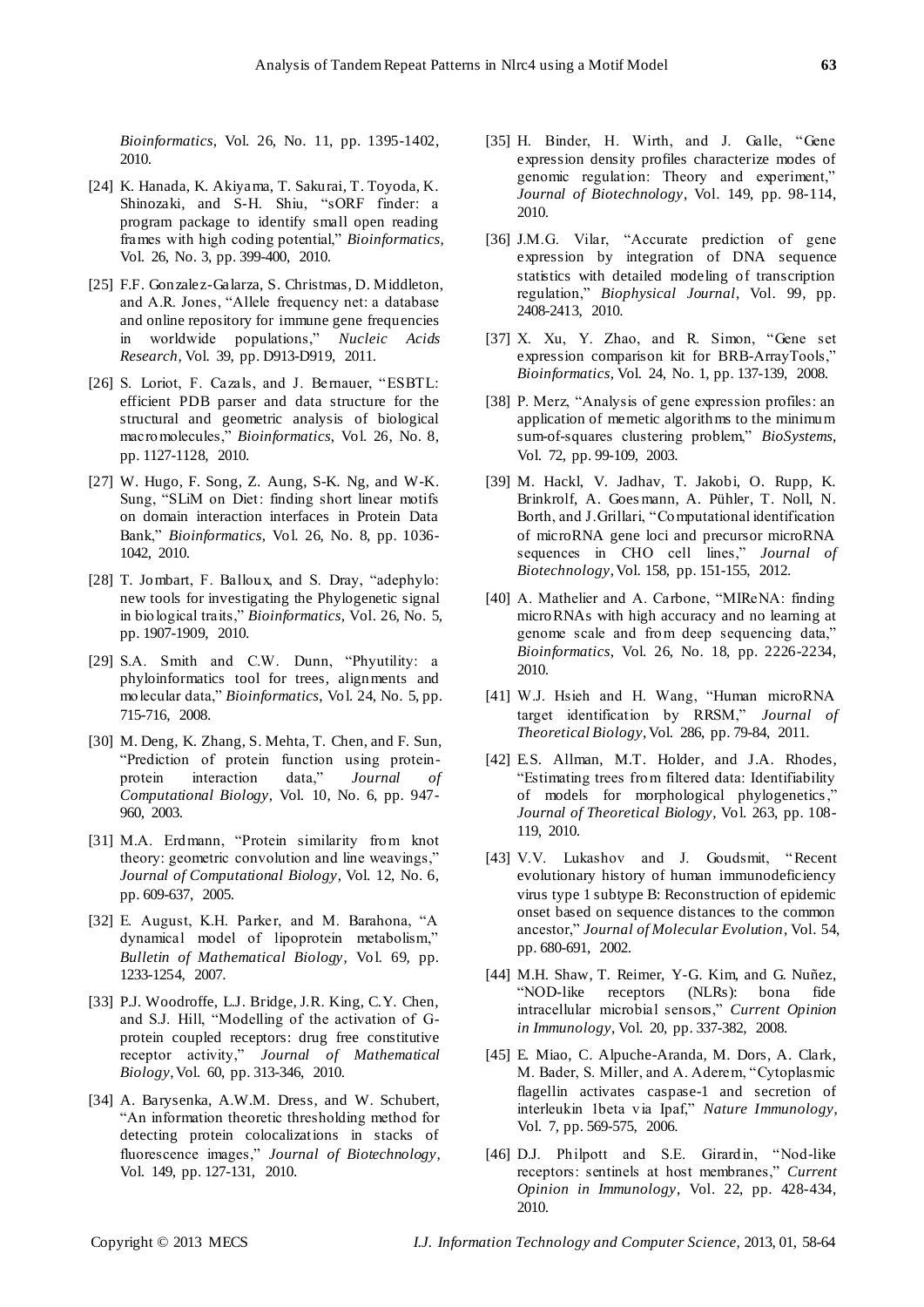*Bioinformatics*, Vol. 26, No. 11, pp. 1395-1402, 2010.

[24] K. Hanada, K. Akiyama, T. Sakurai, T. Toyoda, K. Shinozaki, and S-H. Shiu, "sORF finder: a program package to identify small open reading frames with high coding potential," *Bioinformatics*, Vol. 26, No. 3, pp. 399-400, 2010.

[25] F.F. Gonzalez-Galarza, S. Christmas, D. Middleton, and A.R. Jones, "Allele frequency net: a database and online repository for immune gene frequencies in worldwide populations," *Nucleic Acids Research*, Vol. 39, pp. D913-D919, 2011.

[26] S. Loriot, F. Cazals, and J. Bernauer, "ESBTL: efficient PDB parser and data structure for the structural and geometric analysis of biological macromolecules," *Bioinformatics*, Vol. 26, No. 8, pp. 1127-1128, 2010.

[27] W. Hugo, F. Song, Z. Aung, S-K. Ng, and W-K. Sung, "SLiM on Diet: finding short linear motifs on domain interaction interfaces in Protein Data Bank," *Bioinformatics*, Vol. 26, No. 8, pp. 1036-1042, 2010.

[28] T. Jombart, F. Balloux, and S. Dray, "adephylo: new tools for investigating the Phylogenetic signal in biological traits," *Bioinformatics*, Vol. 26, No. 5, pp. 1907-1909, 2010.

[29] S.A. Smith and C.W. Dunn, "Phyutility: a phyloinformatics tool for trees, alignments and molecular data," *Bioinformatics*, Vol. 24, No. 5, pp. 715-716, 2008.

[30] M. Deng, K. Zhang, S. Mehta, T. Chen, and F. Sun, "Prediction of protein function using protein-protein interaction data," *Journal of Computational Biology*, Vol. 10, No. 6, pp. 947-960, 2003.

[31] M.A. Erdmann, "Protein similarity from knot theory: geometric convolution and line weavings," *Journal of Computational Biology*, Vol. 12, No. 6, pp. 609-637, 2005.

[32] E. August, K.H. Parker, and M. Barahona, "A dynamical model of lipoprotein metabolism," *Bulletin of Mathematical Biology*, Vol. 69, pp. 1233-1254, 2007.

[33] P.J. Woodroffe, L.J. Bridge, J.R. King, C.Y. Chen, and S.J. Hill, "Modelling of the activation of G-protein coupled receptors: drug free constitutive receptor activity," *Journal of Mathematical Biology*, Vol. 60, pp. 313-346, 2010.

[34] A. Barysenka, A.W.M. Dress, and W. Schubert, "An information theoretic thresholding method for detecting protein colocalizations in stacks of fluorescence images," *Journal of Biotechnology*, Vol. 149, pp. 127-131, 2010.

[35] H. Binder, H. Wirth, and J. Galle, "Gene expression density profiles characterize modes of genomic regulation: Theory and experiment," *Journal of Biotechnology*, Vol. 149, pp. 98-114, 2010.

[36] J.M.G. Vilar, "Accurate prediction of gene expression by integration of DNA sequence statistics with detailed modeling of transcription regulation," *Biophysical Journal*, Vol. 99, pp. 2408-2413, 2010.

[37] X. Xu, Y. Zhao, and R. Simon, "Gene set expression comparison kit for BRB-ArrayTools," *Bioinformatics*, Vol. 24, No. 1, pp. 137-139, 2008.

[38] P. Merz, "Analysis of gene expression profiles: an application of memetic algorithms to the minimum sum-of-squares clustering problem," *BioSystems*, Vol. 72, pp. 99-109, 2003.

[39] M. Hackl, V. Jadhav, T. Jakobi, O. Rupp, K. Brinkrolf, A. Goesmann, A. Pühler, T. Noll, N. Borth, and J.Grillari, "Computational identification of microRNA gene loci and precursor microRNA sequences in CHO cell lines," *Journal of Biotechnology*, Vol. 158, pp. 151-155, 2012.

[40] A. Mathelier and A. Carbone, "MIReNA: finding microRNAs with high accuracy and no learning at genome scale and from deep sequencing data," *Bioinformatics*, Vol. 26, No. 18, pp. 2226-2234, 2010.

[41] W.J. Hsieh and H. Wang, "Human microRNA target identification by RRSM," *Journal of Theoretical Biology*, Vol. 286, pp. 79-84, 2011.

[42] E.S. Allman, M.T. Holder, and J.A. Rhodes, "Estimating trees from filtered data: Identifiability of models for morphological phylogenetics," *Journal of Theoretical Biology*, Vol. 263, pp. 108-119, 2010.

[43] V.V. Lukashov and J. Goudsmit, "Recent evolutionary history of human immunodeficiency virus type 1 subtype B: Reconstruction of epidemic onset based on sequence distances to the common ancestor," *Journal of Molecular Evolution*, Vol. 54, pp. 680-691, 2002.

[44] M.H. Shaw, T. Reimer, Y-G. Kim, and G. Nuñez, "NOD-like receptors (NLRs): bona fide intracellular microbial sensors," *Current Opinion in Immunology*, Vol. 20, pp. 337-382, 2008.

[45] E. Miao, C. Alpuche-Aranda, M. Dors, A. Clark, M. Bader, S. Miller, and A. Aderem, "Cytoplasmic flagellin activates caspase-1 and secretion of interleukin 1beta via Ipaf," *Nature Immunology*, Vol. 7, pp. 569-575, 2006.

[46] D.J. Philpott and S.E. Girardin, "Nod-like receptors: sentinels at host membranes," *Current Opinion in Immunology*, Vol. 22, pp. 428-434, 2010.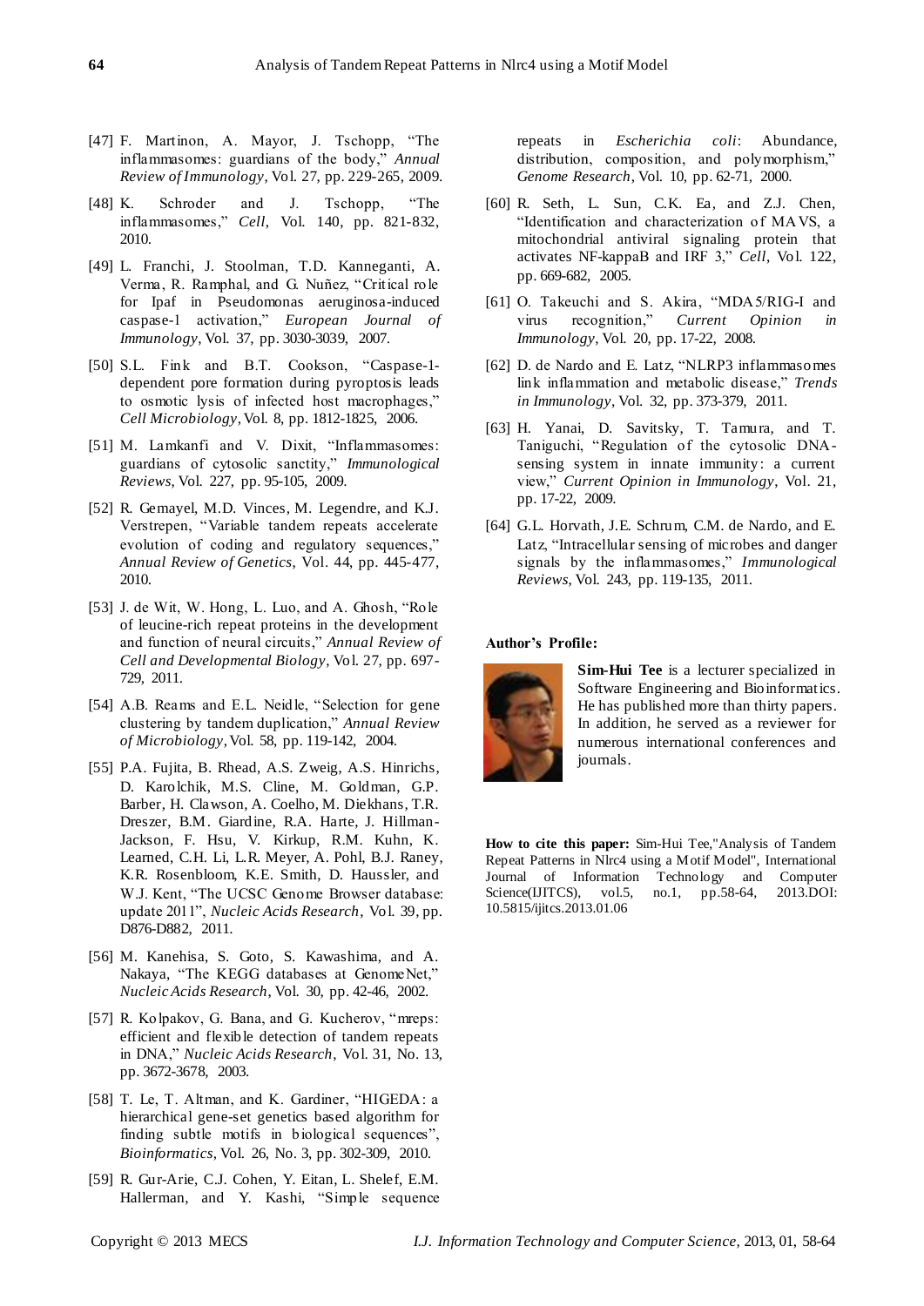[47] F. Martinon, A. Mayor, J. Tschopp, "The inflammasomes: guardians of the body," *Annual Review of Immunology*, Vol. 27, pp. 229-265, 2009.

[48] K. Schroder and J. Tschopp, "The inflammasomes," *Cell*, Vol. 140, pp. 821-832, 2010.

[49] L. Franchi, J. Stoolman, T.D. Kanneganti, A. Verma, R. Ramphal, and G. Nuñez, "Critical role for Ipaf in Pseudomonas aeruginosa-induced caspase-1 activation," *European Journal of Immunology*, Vol. 37, pp. 3030-3039, 2007.

[50] S.L. Fink and B.T. Cookson, "Caspase-1-dependent pore formation during pyroptosis leads to osmotic lysis of infected host macrophages," *Cell Microbiology*, Vol. 8, pp. 1812-1825, 2006.

[51] M. Lamkanfi and V. Dixit, "Inflammasomes: guardians of cytosolic sanctity," *Immunological Reviews*, Vol. 227, pp. 95-105, 2009.

[52] R. Gemayel, M.D. Vinces, M. Legendre, and K.J. Verstrepen, "Variable tandem repeats accelerate evolution of coding and regulatory sequences," *Annual Review of Genetics*, Vol. 44, pp. 445-477, 2010.

[53] J. de Wit, W. Hong, L. Luo, and A. Ghosh, "Role of leucine-rich repeat proteins in the development and function of neural circuits," *Annual Review of Cell and Developmental Biology*, Vol. 27, pp. 697-729, 2011.

[54] A.B. Reams and E.L. Neidle, "Selection for gene clustering by tandem duplication," *Annual Review of Microbiology*, Vol. 58, pp. 119-142, 2004.

[55] P.A. Fujita, B. Rhead, A.S. Zweig, A.S. Hinrichs, D. Karolchik, M.S. Cline, M. Goldman, G.P. Barber, H. Clawson, A. Coelho, M. Diekhans, T.R. Dreszer, B.M. Giardine, R.A. Harte, J. Hillman-Jackson, F. Hsu, V. Kirkup, R.M. Kuhn, K. Learned, C.H. Li, L.R. Meyer, A. Pohl, B.J. Raney, K.R. Rosenbloom, K.E. Smith, D. Haussler, and W.J. Kent, "The UCSC Genome Browser database: update 2011", *Nucleic Acids Research*, Vol. 39, pp. D876-D882, 2011.

[56] M. Kanehisa, S. Goto, S. Kawashima, and A. Nakaya, "The KEGG databases at GenomeNet," *Nucleic Acids Research*, Vol. 30, pp. 42-46, 2002.

[57] R. Kolpakov, G. Bana, and G. Kucherov, "mreps: efficient and flexible detection of tandem repeats in DNA," *Nucleic Acids Research*, Vol. 31, No. 13, pp. 3672-3678, 2003.

[58] T. Le, T. Altman, and K. Gardiner, "HIGEDA: a hierarchical gene-set genetics based algorithm for finding subtle motifs in biological sequences", *Bioinformatics*, Vol. 26, No. 3, pp. 302-309, 2010.

[59] R. Gur-Arie, C.J. Cohen, Y. Eitan, L. Shelef, E.M. Hallerman, and Y. Kashi, "Simple sequence repeats in *Escherichia coli*: Abundance, distribution, composition, and polymorphism," *Genome Research*, Vol. 10, pp. 62-71, 2000.

[60] R. Seth, L. Sun, C.K. Ea, and Z.J. Chen, "Identification and characterization of MAVS, a mitochondrial antiviral signaling protein that activates NF-kappaB and IRF 3," *Cell*, Vol. 122, pp. 669-682, 2005.

[61] O. Takeuchi and S. Akira, "MDA5/RIG-I and virus recognition," *Current Opinion in Immunology*, Vol. 20, pp. 17-22, 2008.

[62] D. de Nardo and E. Latz, "NLRP3 inflammasomes link inflammation and metabolic disease," *Trends in Immunology*, Vol. 32, pp. 373-379, 2011.

[63] H. Yanai, D. Savitsky, T. Tamura, and T. Taniguchi, "Regulation of the cytosolic DNA-sensing system in innate immunity: a current view," *Current Opinion in Immunology*, Vol. 21, pp. 17-22, 2009.

[64] G.L. Horvath, J.E. Schrum, C.M. de Nardo, and E. Latz, "Intracellular sensing of microbes and danger signals by the inflammasomes," *Immunological Reviews*, Vol. 243, pp. 119-135, 2011.

**Author's Profile:**

**Sim-Hui Tee** is a lecturer specialized in Software Engineering and Bioinformatics. He has published more than thirty papers. In addition, he served as a reviewer for numerous international conferences and journals.

**How to cite this paper:** Sim-Hui Tee,"Analysis of Tandem Repeat Patterns in Nlrc4 using a Motif Model", International Journal of Information Technology and Computer Science(IJITCS), vol.5, no.1, pp.58-64, 2013.DOI: 10.5815/ijitcs.2013.01.06